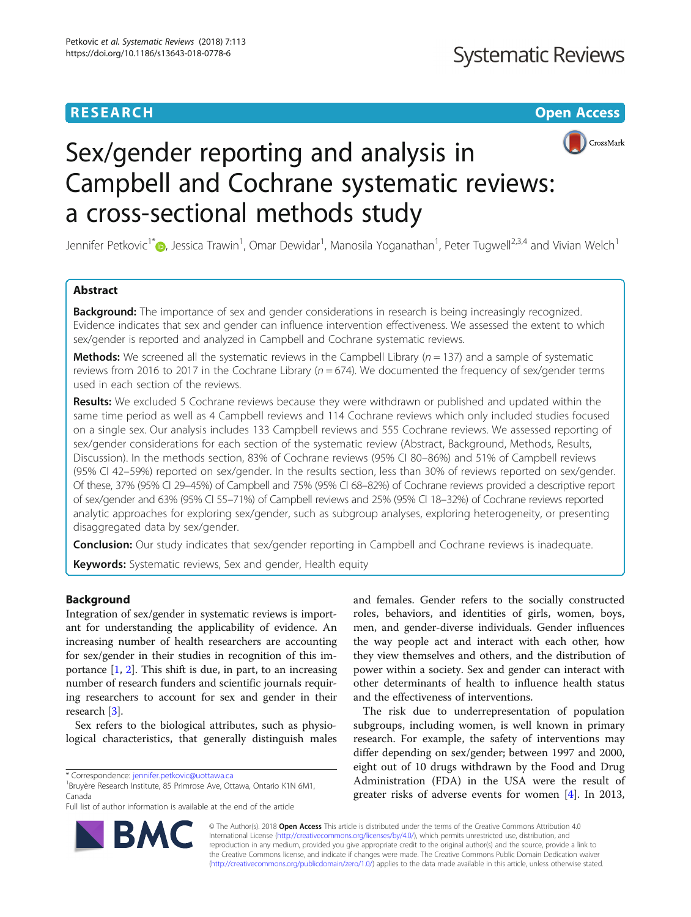RESEARCH

Open Access

# Sex/gender reporting and analysis in Campbell and Cochrane systematic reviews: a cross-sectional methods study

Jennifer Petkovic[1*], Jessica Trawin[1], Omar Dewidar[1], Manosila Yoganathan[1], Peter Tugwell[2,3,4] and Vivian Welch[1]

## Abstract

**Background:** The importance of sex and gender considerations in research is being increasingly recognized. Evidence indicates that sex and gender can influence intervention effectiveness. We assessed the extent to which sex/gender is reported and analyzed in Campbell and Cochrane systematic reviews.

**Methods:** We screened all the systematic reviews in the Campbell Library ($n = 137$) and a sample of systematic reviews from 2016 to 2017 in the Cochrane Library ($n = 674$). We documented the frequency of sex/gender terms used in each section of the reviews.

**Results:** We excluded 5 Cochrane reviews because they were withdrawn or published and updated within the same time period as well as 4 Campbell reviews and 114 Cochrane reviews which only included studies focused on a single sex. Our analysis includes 133 Campbell reviews and 555 Cochrane reviews. We assessed reporting of sex/gender considerations for each section of the systematic review (Abstract, Background, Methods, Results, Discussion). In the methods section, 83% of Cochrane reviews (95% CI 80–86%) and 51% of Campbell reviews (95% CI 42–59%) reported on sex/gender. In the results section, less than 30% of reviews reported on sex/gender. Of these, 37% (95% CI 29–45%) of Campbell and 75% (95% CI 68–82%) of Cochrane reviews provided a descriptive report of sex/gender and 63% (95% CI 55–71%) of Campbell reviews and 25% (95% CI 18–32%) of Cochrane reviews reported analytic approaches for exploring sex/gender, such as subgroup analyses, exploring heterogeneity, or presenting disaggregated data by sex/gender.

**Conclusion:** Our study indicates that sex/gender reporting in Campbell and Cochrane reviews is inadequate.

**Keywords:** Systematic reviews, Sex and gender, Health equity

## Background

Integration of sex/gender in systematic reviews is important for understanding the applicability of evidence. An increasing number of health researchers are accounting for sex/gender in their studies in recognition of this importance [1, 2]. This shift is due, in part, to an increasing number of research funders and scientific journals requiring researchers to account for sex and gender in their research [3].

Sex refers to the biological attributes, such as physiological characteristics, that generally distinguish males and females. Gender refers to the socially constructed roles, behaviors, and identities of girls, women, boys, men, and gender-diverse individuals. Gender influences the way people act and interact with each other, how they view themselves and others, and the distribution of power within a society. Sex and gender can interact with other determinants of health to influence health status and the effectiveness of interventions.

The risk due to underrepresentation of population subgroups, including women, is well known in primary research. For example, the safety of interventions may differ depending on sex/gender; between 1997 and 2000, eight out of 10 drugs withdrawn by the Food and Drug Administration (FDA) in the USA were the result of greater risks of adverse events for women [4]. In 2013,

* Correspondence: jennifer.petkovic@uottawa.ca
[1]Bruyère Research Institute, 85 Primrose Ave, Ottawa, Ontario K1N 6M1, Canada
Full list of author information is available at the end of the article

© The Author(s). 2018 **Open Access** This article is distributed under the terms of the Creative Commons Attribution 4.0 International License (http://creativecommons.org/licenses/by/4.0/), which permits unrestricted use, distribution, and reproduction in any medium, provided you give appropriate credit to the original author(s) and the source, provide a link to the Creative Commons license, and indicate if changes were made. The Creative Commons Public Domain Dedication waiver (http://creativecommons.org/publicdomain/zero/1.0/) applies to the data made available in this article, unless otherwise stated.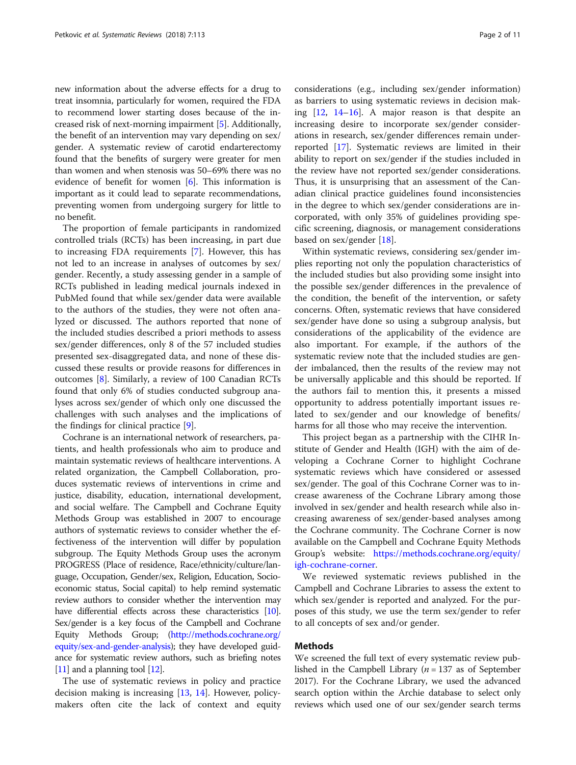new information about the adverse effects for a drug to treat insomnia, particularly for women, required the FDA to recommend lower starting doses because of the increased risk of next-morning impairment [5]. Additionally, the benefit of an intervention may vary depending on sex/gender. A systematic review of carotid endarterectomy found that the benefits of surgery were greater for men than women and when stenosis was 50–69% there was no evidence of benefit for women [6]. This information is important as it could lead to separate recommendations, preventing women from undergoing surgery for little to no benefit.

The proportion of female participants in randomized controlled trials (RCTs) has been increasing, in part due to increasing FDA requirements [7]. However, this has not led to an increase in analyses of outcomes by sex/gender. Recently, a study assessing gender in a sample of RCTs published in leading medical journals indexed in PubMed found that while sex/gender data were available to the authors of the studies, they were not often analyzed or discussed. The authors reported that none of the included studies described a priori methods to assess sex/gender differences, only 8 of the 57 included studies presented sex-disaggregated data, and none of these discussed these results or provide reasons for differences in outcomes [8]. Similarly, a review of 100 Canadian RCTs found that only 6% of studies conducted subgroup analyses across sex/gender of which only one discussed the challenges with such analyses and the implications of the findings for clinical practice [9].

Cochrane is an international network of researchers, patients, and health professionals who aim to produce and maintain systematic reviews of healthcare interventions. A related organization, the Campbell Collaboration, produces systematic reviews of interventions in crime and justice, disability, education, international development, and social welfare. The Campbell and Cochrane Equity Methods Group was established in 2007 to encourage authors of systematic reviews to consider whether the effectiveness of the intervention will differ by population subgroup. The Equity Methods Group uses the acronym PROGRESS (Place of residence, Race/ethnicity/culture/language, Occupation, Gender/sex, Religion, Education, Socioeconomic status, Social capital) to help remind systematic review authors to consider whether the intervention may have differential effects across these characteristics [10]. Sex/gender is a key focus of the Campbell and Cochrane Equity Methods Group; (http://methods.cochrane.org/equity/sex-and-gender-analysis); they have developed guidance for systematic review authors, such as briefing notes [11] and a planning tool [12].

The use of systematic reviews in policy and practice decision making is increasing [13, 14]. However, policymakers often cite the lack of context and equity considerations (e.g., including sex/gender information) as barriers to using systematic reviews in decision making [12, 14–16]. A major reason is that despite an increasing desire to incorporate sex/gender considerations in research, sex/gender differences remain underreported [17]. Systematic reviews are limited in their ability to report on sex/gender if the studies included in the review have not reported sex/gender considerations. Thus, it is unsurprising that an assessment of the Canadian clinical practice guidelines found inconsistencies in the degree to which sex/gender considerations are incorporated, with only 35% of guidelines providing specific screening, diagnosis, or management considerations based on sex/gender [18].

Within systematic reviews, considering sex/gender implies reporting not only the population characteristics of the included studies but also providing some insight into the possible sex/gender differences in the prevalence of the condition, the benefit of the intervention, or safety concerns. Often, systematic reviews that have considered sex/gender have done so using a subgroup analysis, but considerations of the applicability of the evidence are also important. For example, if the authors of the systematic review note that the included studies are gender imbalanced, then the results of the review may not be universally applicable and this should be reported. If the authors fail to mention this, it presents a missed opportunity to address potentially important issues related to sex/gender and our knowledge of benefits/harms for all those who may receive the intervention.

This project began as a partnership with the CIHR Institute of Gender and Health (IGH) with the aim of developing a Cochrane Corner to highlight Cochrane systematic reviews which have considered or assessed sex/gender. The goal of this Cochrane Corner was to increase awareness of the Cochrane Library among those involved in sex/gender and health research while also increasing awareness of sex/gender-based analyses among the Cochrane community. The Cochrane Corner is now available on the Campbell and Cochrane Equity Methods Group's website: https://methods.cochrane.org/equity/igh-cochrane-corner.

We reviewed systematic reviews published in the Campbell and Cochrane Libraries to assess the extent to which sex/gender is reported and analyzed. For the purposes of this study, we use the term sex/gender to refer to all concepts of sex and/or gender.

## Methods

We screened the full text of every systematic review published in the Campbell Library ($n = 137$ as of September 2017). For the Cochrane Library, we used the advanced search option within the Archie database to select only reviews which used one of our sex/gender search terms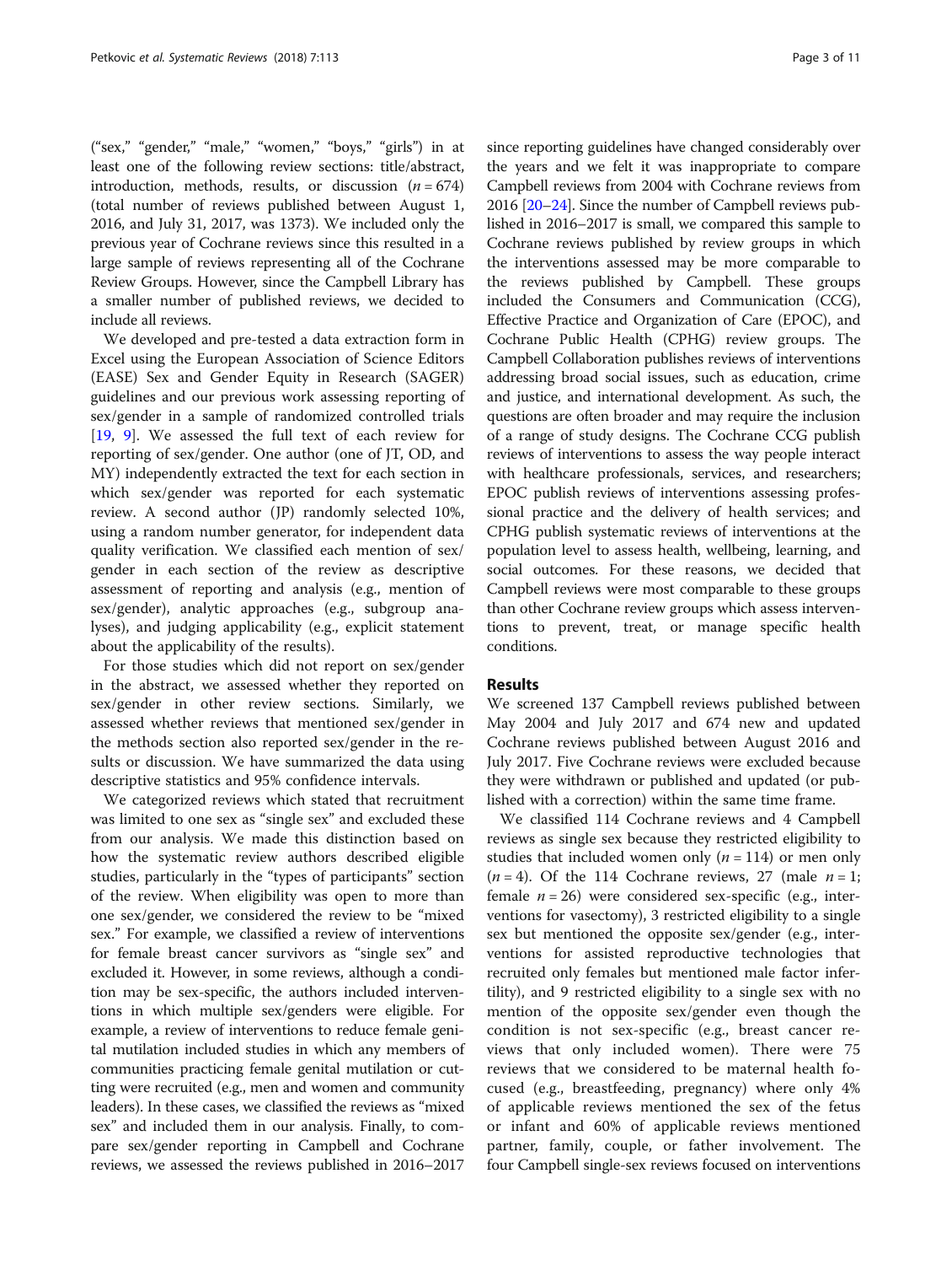("sex," "gender," "male," "women," "boys," "girls") in at least one of the following review sections: title/abstract, introduction, methods, results, or discussion ($n = 674$) (total number of reviews published between August 1, 2016, and July 31, 2017, was 1373). We included only the previous year of Cochrane reviews since this resulted in a large sample of reviews representing all of the Cochrane Review Groups. However, since the Campbell Library has a smaller number of published reviews, we decided to include all reviews.

We developed and pre-tested a data extraction form in Excel using the European Association of Science Editors (EASE) Sex and Gender Equity in Research (SAGER) guidelines and our previous work assessing reporting of sex/gender in a sample of randomized controlled trials [19, 9]. We assessed the full text of each review for reporting of sex/gender. One author (one of JT, OD, and MY) independently extracted the text for each section in which sex/gender was reported for each systematic review. A second author (JP) randomly selected 10%, using a random number generator, for independent data quality verification. We classified each mention of sex/gender in each section of the review as descriptive assessment of reporting and analysis (e.g., mention of sex/gender), analytic approaches (e.g., subgroup analyses), and judging applicability (e.g., explicit statement about the applicability of the results).

For those studies which did not report on sex/gender in the abstract, we assessed whether they reported on sex/gender in other review sections. Similarly, we assessed whether reviews that mentioned sex/gender in the methods section also reported sex/gender in the results or discussion. We have summarized the data using descriptive statistics and 95% confidence intervals.

We categorized reviews which stated that recruitment was limited to one sex as "single sex" and excluded these from our analysis. We made this distinction based on how the systematic review authors described eligible studies, particularly in the "types of participants" section of the review. When eligibility was open to more than one sex/gender, we considered the review to be "mixed sex." For example, we classified a review of interventions for female breast cancer survivors as "single sex" and excluded it. However, in some reviews, although a condition may be sex-specific, the authors included interventions in which multiple sex/genders were eligible. For example, a review of interventions to reduce female genital mutilation included studies in which any members of communities practicing female genital mutilation or cutting were recruited (e.g., men and women and community leaders). In these cases, we classified the reviews as "mixed sex" and included them in our analysis. Finally, to compare sex/gender reporting in Campbell and Cochrane reviews, we assessed the reviews published in 2016–2017 since reporting guidelines have changed considerably over the years and we felt it was inappropriate to compare Campbell reviews from 2004 with Cochrane reviews from 2016 [20–24]. Since the number of Campbell reviews published in 2016–2017 is small, we compared this sample to Cochrane reviews published by review groups in which the interventions assessed may be more comparable to the reviews published by Campbell. These groups included the Consumers and Communication (CCG), Effective Practice and Organization of Care (EPOC), and Cochrane Public Health (CPHG) review groups. The Campbell Collaboration publishes reviews of interventions addressing broad social issues, such as education, crime and justice, and international development. As such, the questions are often broader and may require the inclusion of a range of study designs. The Cochrane CCG publish reviews of interventions to assess the way people interact with healthcare professionals, services, and researchers; EPOC publish reviews of interventions assessing professional practice and the delivery of health services; and CPHG publish systematic reviews of interventions at the population level to assess health, wellbeing, learning, and social outcomes. For these reasons, we decided that Campbell reviews were most comparable to these groups than other Cochrane review groups which assess interventions to prevent, treat, or manage specific health conditions.

## Results

We screened 137 Campbell reviews published between May 2004 and July 2017 and 674 new and updated Cochrane reviews published between August 2016 and July 2017. Five Cochrane reviews were excluded because they were withdrawn or published and updated (or published with a correction) within the same time frame.

We classified 114 Cochrane reviews and 4 Campbell reviews as single sex because they restricted eligibility to studies that included women only ($n = 114$) or men only ($n = 4$). Of the 114 Cochrane reviews, 27 (male $n = 1$; female $n = 26$) were considered sex-specific (e.g., interventions for vasectomy), 3 restricted eligibility to a single sex but mentioned the opposite sex/gender (e.g., interventions for assisted reproductive technologies that recruited only females but mentioned male factor infertility), and 9 restricted eligibility to a single sex with no mention of the opposite sex/gender even though the condition is not sex-specific (e.g., breast cancer reviews that only included women). There were 75 reviews that we considered to be maternal health focused (e.g., breastfeeding, pregnancy) where only 4% of applicable reviews mentioned the sex of the fetus or infant and 60% of applicable reviews mentioned partner, family, couple, or father involvement. The four Campbell single-sex reviews focused on interventions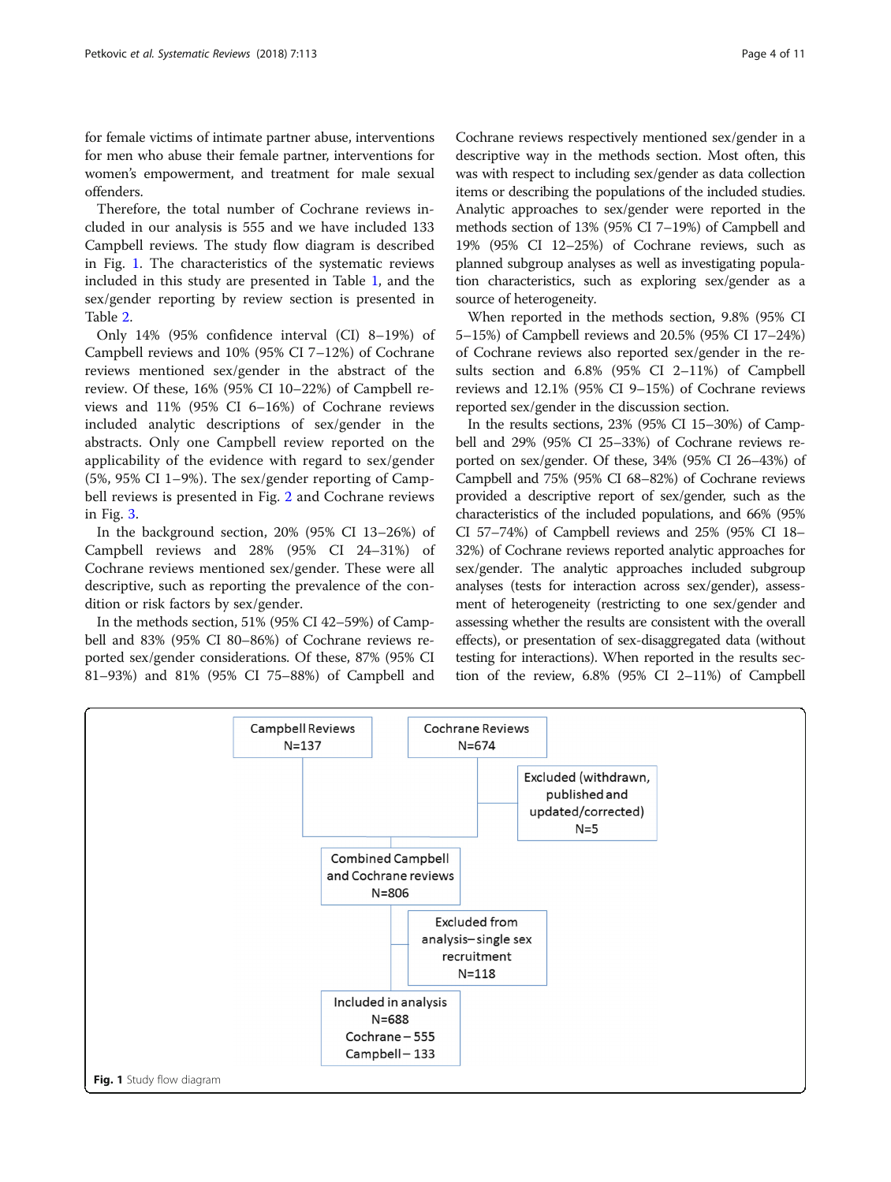for female victims of intimate partner abuse, interventions for men who abuse their female partner, interventions for women's empowerment, and treatment for male sexual offenders.

Therefore, the total number of Cochrane reviews included in our analysis is 555 and we have included 133 Campbell reviews. The study flow diagram is described in Fig. 1. The characteristics of the systematic reviews included in this study are presented in Table 1, and the sex/gender reporting by review section is presented in Table 2.

Only 14% (95% confidence interval (CI) 8–19%) of Campbell reviews and 10% (95% CI 7–12%) of Cochrane reviews mentioned sex/gender in the abstract of the review. Of these, 16% (95% CI 10–22%) of Campbell reviews and 11% (95% CI 6–16%) of Cochrane reviews included analytic descriptions of sex/gender in the abstracts. Only one Campbell review reported on the applicability of the evidence with regard to sex/gender (5%, 95% CI 1–9%). The sex/gender reporting of Campbell reviews is presented in Fig. 2 and Cochrane reviews in Fig. 3.

In the background section, 20% (95% CI 13–26%) of Campbell reviews and 28% (95% CI 24–31%) of Cochrane reviews mentioned sex/gender. These were all descriptive, such as reporting the prevalence of the condition or risk factors by sex/gender.

In the methods section, 51% (95% CI 42–59%) of Campbell and 83% (95% CI 80–86%) of Cochrane reviews reported sex/gender considerations. Of these, 87% (95% CI 81–93%) and 81% (95% CI 75–88%) of Campbell and Cochrane reviews respectively mentioned sex/gender in a descriptive way in the methods section. Most often, this was with respect to including sex/gender as data collection items or describing the populations of the included studies. Analytic approaches to sex/gender were reported in the methods section of 13% (95% CI 7–19%) of Campbell and 19% (95% CI 12–25%) of Cochrane reviews, such as planned subgroup analyses as well as investigating population characteristics, such as exploring sex/gender as a source of heterogeneity.

When reported in the methods section, 9.8% (95% CI 5–15%) of Campbell reviews and 20.5% (95% CI 17–24%) of Cochrane reviews also reported sex/gender in the results section and 6.8% (95% CI 2–11%) of Campbell reviews and 12.1% (95% CI 9–15%) of Cochrane reviews reported sex/gender in the discussion section.

In the results sections, 23% (95% CI 15–30%) of Campbell and 29% (95% CI 25–33%) of Cochrane reviews reported on sex/gender. Of these, 34% (95% CI 26–43%) of Campbell and 75% (95% CI 68–82%) of Cochrane reviews provided a descriptive report of sex/gender, such as the characteristics of the included populations, and 66% (95% CI 57–74%) of Campbell reviews and 25% (95% CI 18–32%) of Cochrane reviews reported analytic approaches for sex/gender. The analytic approaches included subgroup analyses (tests for interaction across sex/gender), assessment of heterogeneity (restricting to one sex/gender and assessing whether the results are consistent with the overall effects), or presentation of sex-disaggregated data (without testing for interactions). When reported in the results section of the review, 6.8% (95% CI 2–11%) of Campbell

Campbell Reviews N=137 | Cochrane Reviews N=674 → Excluded (withdrawn, published and updated/corrected) N=5 → Combined Campbell and Cochrane reviews N=806 → Excluded from analysis– single sex recruitment N=118 → Included in analysis N=688 (Cochrane – 555, Campbell – 133)

**Fig. 1** Study flow diagram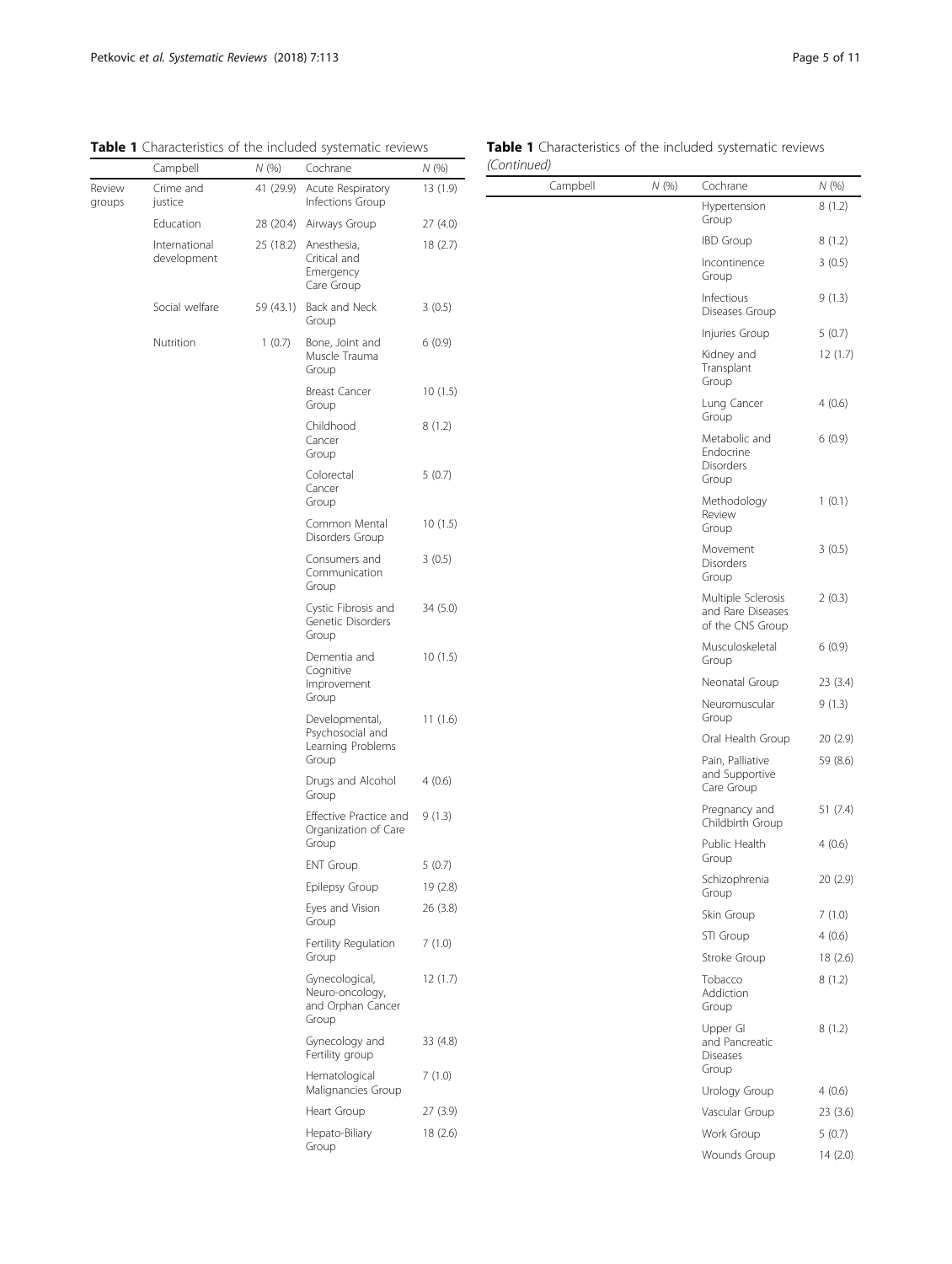**Table 1** Characteristics of the included systematic reviews

| | Campbell | N (%) | Cochrane | N (%) |
|---|---|---|---|---|
| Review groups | Crime and justice | 41 (29.9) | Acute Respiratory Infections Group | 13 (1.9) |
| | Education | 28 (20.4) | Airways Group | 27 (4.0) |
| | International development | 25 (18.2) | Anesthesia, Critical and Emergency Care Group | 18 (2.7) |
| | Social welfare | 59 (43.1) | Back and Neck Group | 3 (0.5) |
| | Nutrition | 1 (0.7) | Bone, Joint and Muscle Trauma Group | 6 (0.9) |
| | | | Breast Cancer Group | 10 (1.5) |
| | | | Childhood Cancer Group | 8 (1.2) |
| | | | Colorectal Cancer Group | 5 (0.7) |
| | | | Common Mental Disorders Group | 10 (1.5) |
| | | | Consumers and Communication Group | 3 (0.5) |
| | | | Cystic Fibrosis and Genetic Disorders Group | 34 (5.0) |
| | | | Dementia and Cognitive Improvement Group | 10 (1.5) |
| | | | Developmental, Psychosocial and Learning Problems Group | 11 (1.6) |
| | | | Drugs and Alcohol Group | 4 (0.6) |
| | | | Effective Practice and Organization of Care Group | 9 (1.3) |
| | | | ENT Group | 5 (0.7) |
| | | | Epilepsy Group | 19 (2.8) |
| | | | Eyes and Vision Group | 26 (3.8) |
| | | | Fertility Regulation Group | 7 (1.0) |
| | | | Gynecological, Neuro-oncology, and Orphan Cancer Group | 12 (1.7) |
| | | | Gynecology and Fertility group | 33 (4.8) |
| | | | Hematological Malignancies Group | 7 (1.0) |
| | | | Heart Group | 27 (3.9) |
| | | | Hepato-Biliary Group | 18 (2.6) |
| | | | Hypertension Group | 8 (1.2) |
| | | | IBD Group | 8 (1.2) |
| | | | Incontinence Group | 3 (0.5) |
| | | | Infectious Diseases Group | 9 (1.3) |
| | | | Injuries Group | 5 (0.7) |
| | | | Kidney and Transplant Group | 12 (1.7) |
| | | | Lung Cancer Group | 4 (0.6) |
| | | | Metabolic and Endocrine Disorders Group | 6 (0.9) |
| | | | Methodology Review Group | 1 (0.1) |
| | | | Movement Disorders Group | 3 (0.5) |
| | | | Multiple Sclerosis and Rare Diseases of the CNS Group | 2 (0.3) |
| | | | Musculoskeletal Group | 6 (0.9) |
| | | | Neonatal Group | 23 (3.4) |
| | | | Neuromuscular Group | 9 (1.3) |
| | | | Oral Health Group | 20 (2.9) |
| | | | Pain, Palliative and Supportive Care Group | 59 (8.6) |
| | | | Pregnancy and Childbirth Group | 51 (7.4) |
| | | | Public Health Group | 4 (0.6) |
| | | | Schizophrenia Group | 20 (2.9) |
| | | | Skin Group | 7 (1.0) |
| | | | STI Group | 4 (0.6) |
| | | | Stroke Group | 18 (2.6) |
| | | | Tobacco Addiction Group | 8 (1.2) |
| | | | Upper GI and Pancreatic Diseases Group | 8 (1.2) |
| | | | Urology Group | 4 (0.6) |
| | | | Vascular Group | 23 (3.6) |
| | | | Work Group | 5 (0.7) |
| | | | Wounds Group | 14 (2.0) |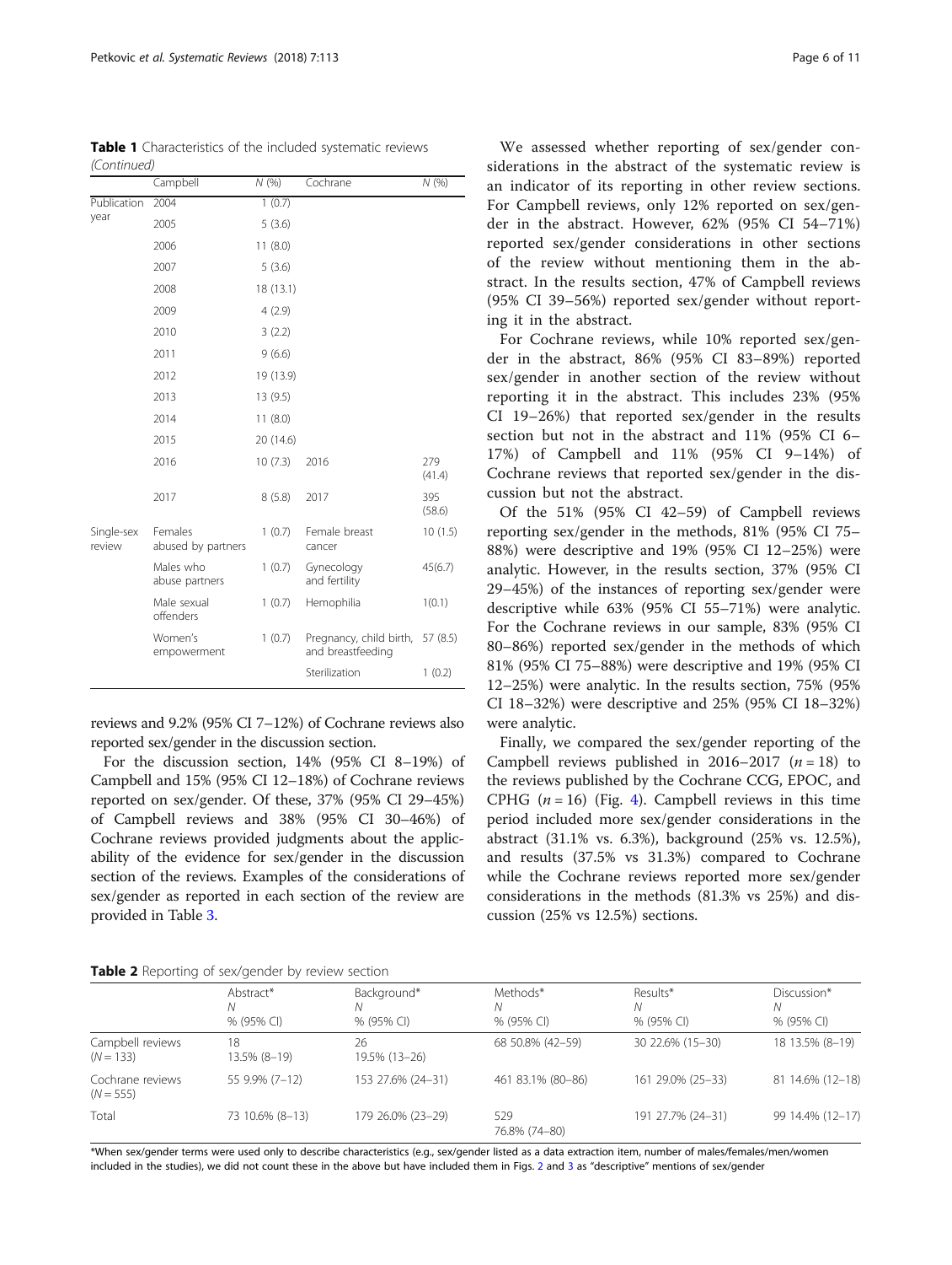**Table 1** Characteristics of the included systematic reviews *(Continued)*

| | Campbell | N (%) | Cochrane | N (%) |
|---|---|---|---|---|
| Publication year | 2004 | 1 (0.7) | | |
| | 2005 | 5 (3.6) | | |
| | 2006 | 11 (8.0) | | |
| | 2007 | 5 (3.6) | | |
| | 2008 | 18 (13.1) | | |
| | 2009 | 4 (2.9) | | |
| | 2010 | 3 (2.2) | | |
| | 2011 | 9 (6.6) | | |
| | 2012 | 19 (13.9) | | |
| | 2013 | 13 (9.5) | | |
| | 2014 | 11 (8.0) | | |
| | 2015 | 20 (14.6) | | |
| | 2016 | 10 (7.3) | 2016 | 279 (41.4) |
| | 2017 | 8 (5.8) | 2017 | 395 (58.6) |
| Single-sex review | Females abused by partners | 1 (0.7) | Female breast cancer | 10 (1.5) |
| | Males who abuse partners | 1 (0.7) | Gynecology and fertility | 45(6.7) |
| | Male sexual offenders | 1 (0.7) | Hemophilia | 1(0.1) |
| | Women's empowerment | 1 (0.7) | Pregnancy, child birth, and breastfeeding | 57 (8.5) |
| | | | Sterilization | 1 (0.2) |

reviews and 9.2% (95% CI 7–12%) of Cochrane reviews also reported sex/gender in the discussion section.

For the discussion section, 14% (95% CI 8–19%) of Campbell and 15% (95% CI 12–18%) of Cochrane reviews reported on sex/gender. Of these, 37% (95% CI 29–45%) of Campbell reviews and 38% (95% CI 30–46%) of Cochrane reviews provided judgments about the applicability of the evidence for sex/gender in the discussion section of the reviews. Examples of the considerations of sex/gender as reported in each section of the review are provided in Table 3.

We assessed whether reporting of sex/gender considerations in the abstract of the systematic review is an indicator of its reporting in other review sections. For Campbell reviews, only 12% reported on sex/gender in the abstract. However, 62% (95% CI 54–71%) reported sex/gender considerations in other sections of the review without mentioning them in the abstract. In the results section, 47% of Campbell reviews (95% CI 39–56%) reported sex/gender without reporting it in the abstract.

For Cochrane reviews, while 10% reported sex/gender in the abstract, 86% (95% CI 83–89%) reported sex/gender in another section of the review without reporting it in the abstract. This includes 23% (95% CI 19–26%) that reported sex/gender in the results section but not in the abstract and 11% (95% CI 6–17%) of Campbell and 11% (95% CI 9–14%) of Cochrane reviews that reported sex/gender in the discussion but not the abstract.

Of the 51% (95% CI 42–59) of Campbell reviews reporting sex/gender in the methods, 81% (95% CI 75–88%) were descriptive and 19% (95% CI 12–25%) were analytic. However, in the results section, 37% (95% CI 29–45%) of the instances of reporting sex/gender were descriptive while 63% (95% CI 55–71%) were analytic. For the Cochrane reviews in our sample, 83% (95% CI 80–86%) reported sex/gender in the methods of which 81% (95% CI 75–88%) were descriptive and 19% (95% CI 12–25%) were analytic. In the results section, 75% (95% CI 18–32%) were descriptive and 25% (95% CI 18–32%) were analytic.

Finally, we compared the sex/gender reporting of the Campbell reviews published in 2016–2017 ($n = 18$) to the reviews published by the Cochrane CCG, EPOC, and CPHG ($n = 16$) (Fig. 4). Campbell reviews in this time period included more sex/gender considerations in the abstract (31.1% vs. 6.3%), background (25% vs. 12.5%), and results (37.5% vs 31.3%) compared to Cochrane while the Cochrane reviews reported more sex/gender considerations in the methods (81.3% vs 25%) and discussion (25% vs 12.5%) sections.

**Table 2** Reporting of sex/gender by review section

| | Abstract* N % (95% CI) | Background* N % (95% CI) | Methods* N % (95% CI) | Results* N % (95% CI) | Discussion* N % (95% CI) |
|---|---|---|---|---|---|
| Campbell reviews ($N = 133$) | 18 13.5% (8–19) | 26 19.5% (13–26) | 68 50.8% (42–59) | 30 22.6% (15–30) | 18 13.5% (8–19) |
| Cochrane reviews ($N = 555$) | 55 9.9% (7–12) | 153 27.6% (24–31) | 461 83.1% (80–86) | 161 29.0% (25–33) | 81 14.6% (12–18) |
| Total | 73 10.6% (8–13) | 179 26.0% (23–29) | 529 76.8% (74–80) | 191 27.7% (24–31) | 99 14.4% (12–17) |

*When sex/gender terms were used only to describe characteristics (e.g., sex/gender listed as a data extraction item, number of males/females/men/women included in the studies), we did not count these in the above but have included them in Figs. 2 and 3 as "descriptive" mentions of sex/gender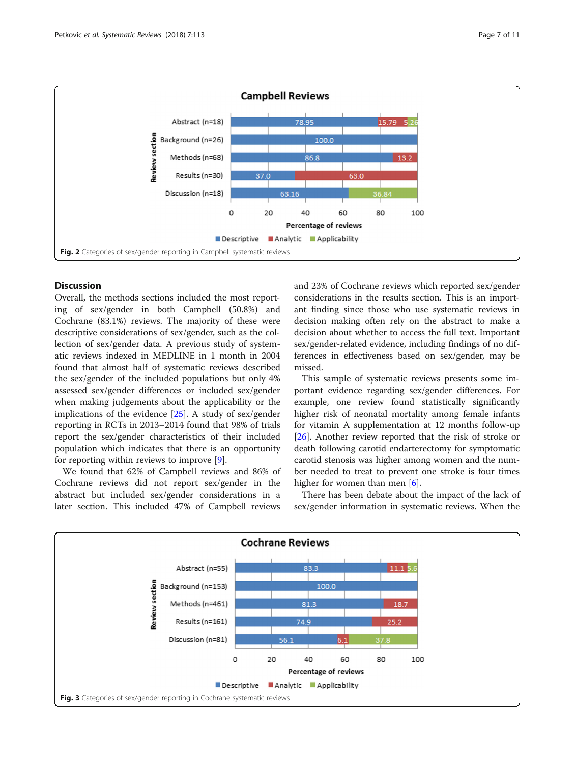Fig. 2 Categories of sex/gender reporting in Campbell systematic reviews

## Discussion

Overall, the methods sections included the most reporting of sex/gender in both Campbell (50.8%) and Cochrane (83.1%) reviews. The majority of these were descriptive considerations of sex/gender, such as the collection of sex/gender data. A previous study of systematic reviews indexed in MEDLINE in 1 month in 2004 found that almost half of systematic reviews described the sex/gender of the included populations but only 4% assessed sex/gender differences or included sex/gender when making judgements about the applicability or the implications of the evidence [25]. A study of sex/gender reporting in RCTs in 2013–2014 found that 98% of trials report the sex/gender characteristics of their included population which indicates that there is an opportunity for reporting within reviews to improve [9].

We found that 62% of Campbell reviews and 86% of Cochrane reviews did not report sex/gender in the abstract but included sex/gender considerations in a later section. This included 47% of Campbell reviews and 23% of Cochrane reviews which reported sex/gender considerations in the results section. This is an important finding since those who use systematic reviews in decision making often rely on the abstract to make a decision about whether to access the full text. Important sex/gender-related evidence, including findings of no differences in effectiveness based on sex/gender, may be missed.

This sample of systematic reviews presents some important evidence regarding sex/gender differences. For example, one review found statistically significantly higher risk of neonatal mortality among female infants for vitamin A supplementation at 12 months follow-up [26]. Another review reported that the risk of stroke or death following carotid endarterectomy for symptomatic carotid stenosis was higher among women and the number needed to treat to prevent one stroke is four times higher for women than men [6].

There has been debate about the impact of the lack of sex/gender information in systematic reviews. When the

Fig. 3 Categories of sex/gender reporting in Cochrane systematic reviews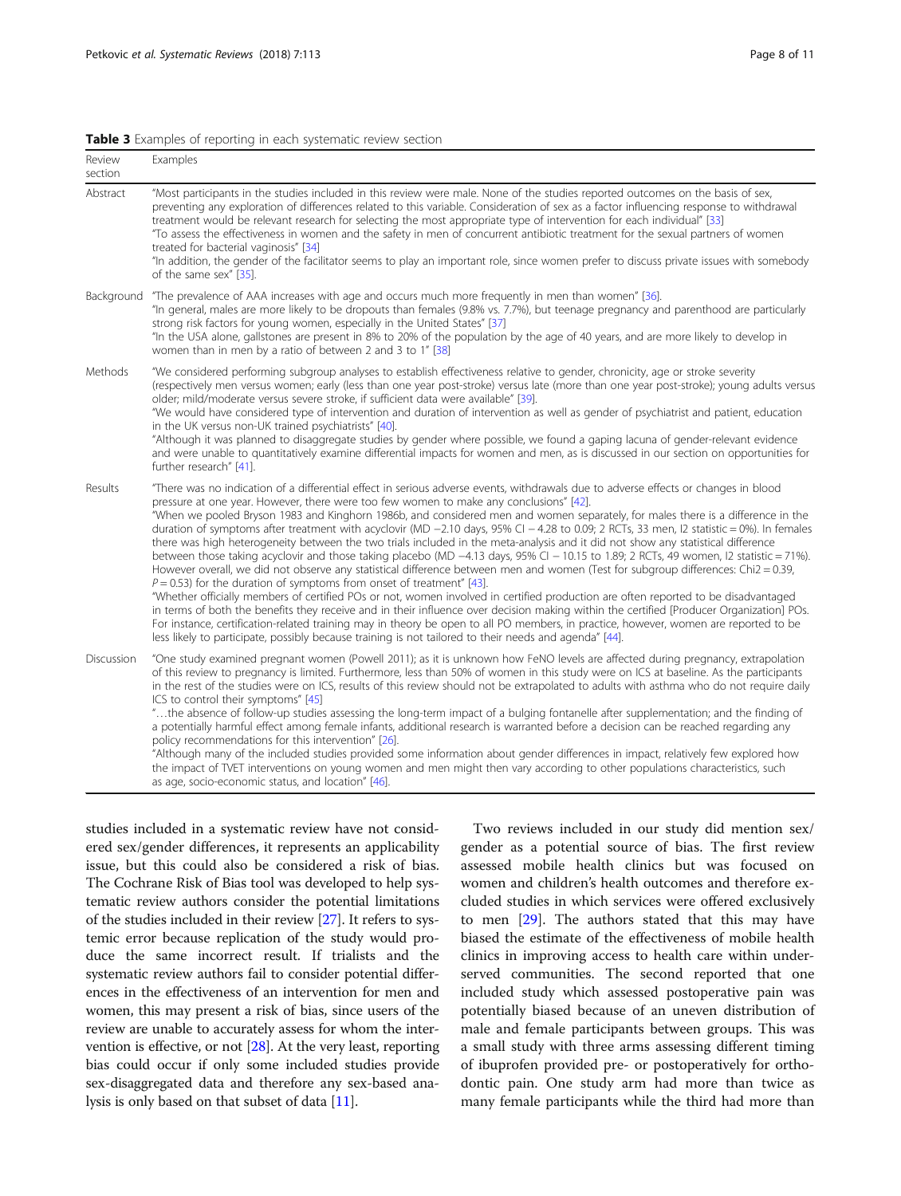**Table 3** Examples of reporting in each systematic review section

| Review section | Examples |
|---|---|
| Abstract | "Most participants in the studies included in this review were male. None of the studies reported outcomes on the basis of sex, preventing any exploration of differences related to this variable. Consideration of sex as a factor influencing response to withdrawal treatment would be relevant research for selecting the most appropriate type of intervention for each individual" [33] "To assess the effectiveness in women and the safety in men of concurrent antibiotic treatment for the sexual partners of women treated for bacterial vaginosis" [34] "In addition, the gender of the facilitator seems to play an important role, since women prefer to discuss private issues with somebody of the same sex" [35]. |
| Background | "The prevalence of AAA increases with age and occurs much more frequently in men than women" [36]. "In general, males are more likely to be dropouts than females (9.8% vs. 7.7%), but teenage pregnancy and parenthood are particularly strong risk factors for young women, especially in the United States" [37] "In the USA alone, gallstones are present in 8% to 20% of the population by the age of 40 years, and are more likely to develop in women than in men by a ratio of between 2 and 3 to 1" [38] |
| Methods | "We considered performing subgroup analyses to establish effectiveness relative to gender, chronicity, age or stroke severity (respectively men versus women; early (less than one year post-stroke) versus late (more than one year post-stroke); young adults versus older; mild/moderate versus severe stroke, if sufficient data were available" [39]. "We would have considered type of intervention and duration of intervention as well as gender of psychiatrist and patient, education in the UK versus non-UK trained psychiatrists" [40]. "Although it was planned to disaggregate studies by gender where possible, we found a gaping lacuna of gender-relevant evidence and were unable to quantitatively examine differential impacts for women and men, as is discussed in our section on opportunities for further research" [41]. |
| Results | "There was no indication of a differential effect in serious adverse events, withdrawals due to adverse effects or changes in blood pressure at one year. However, there were too few women to make any conclusions" [42]. "When we pooled Bryson 1983 and Kinghorn 1986b, and considered men and women separately, for males there is a difference in the duration of symptoms after treatment with acyclovir (MD −2.10 days, 95% CI − 4.28 to 0.09; 2 RCTs, 33 men, I2 statistic = 0%). In females there was high heterogeneity between the two trials included in the meta-analysis and it did not show any statistical difference between those taking acyclovir and those taking placebo (MD −4.13 days, 95% CI − 10.15 to 1.89; 2 RCTs, 49 women, I2 statistic = 71%). However overall, we did not observe any statistical difference between men and women (Test for subgroup differences: Chi2 = 0.39, $P = 0.53$) for the duration of symptoms from onset of treatment" [43]. "Whether officially members of certified POs or not, women involved in certified production are often reported to be disadvantaged in terms of both the benefits they receive and in their influence over decision making within the certified [Producer Organization] POs. For instance, certification-related training may in theory be open to all PO members, in practice, however, women are reported to be less likely to participate, possibly because training is not tailored to their needs and agenda" [44]. |
| Discussion | "One study examined pregnant women (Powell 2011); as it is unknown how FeNO levels are affected during pregnancy, extrapolation of this review to pregnancy is limited. Furthermore, less than 50% of women in this study were on ICS at baseline. As the participants in the rest of the studies were on ICS, results of this review should not be extrapolated to adults with asthma who do not require daily ICS to control their symptoms" [45] "…the absence of follow-up studies assessing the long-term impact of a bulging fontanelle after supplementation; and the finding of a potentially harmful effect among female infants, additional research is warranted before a decision can be reached regarding any policy recommendations for this intervention" [26]. "Although many of the included studies provided some information about gender differences in impact, relatively few explored how the impact of TVET interventions on young women and men might then vary according to other populations characteristics, such as age, socio-economic status, and location" [46]. |

studies included in a systematic review have not considered sex/gender differences, it represents an applicability issue, but this could also be considered a risk of bias. The Cochrane Risk of Bias tool was developed to help systematic review authors consider the potential limitations of the studies included in their review [27]. It refers to systemic error because replication of the study would produce the same incorrect result. If trialists and the systematic review authors fail to consider potential differences in the effectiveness of an intervention for men and women, this may present a risk of bias, since users of the review are unable to accurately assess for whom the intervention is effective, or not [28]. At the very least, reporting bias could occur if only some included studies provide sex-disaggregated data and therefore any sex-based analysis is only based on that subset of data [11].

Two reviews included in our study did mention sex/gender as a potential source of bias. The first review assessed mobile health clinics but was focused on women and children's health outcomes and therefore excluded studies in which services were offered exclusively to men [29]. The authors stated that this may have biased the estimate of the effectiveness of mobile health clinics in improving access to health care within underserved communities. The second reported that one included study which assessed postoperative pain was potentially biased because of an uneven distribution of male and female participants between groups. This was a small study with three arms assessing different timing of ibuprofen provided pre- or postoperatively for orthodontic pain. One study arm had more than twice as many female participants while the third had more than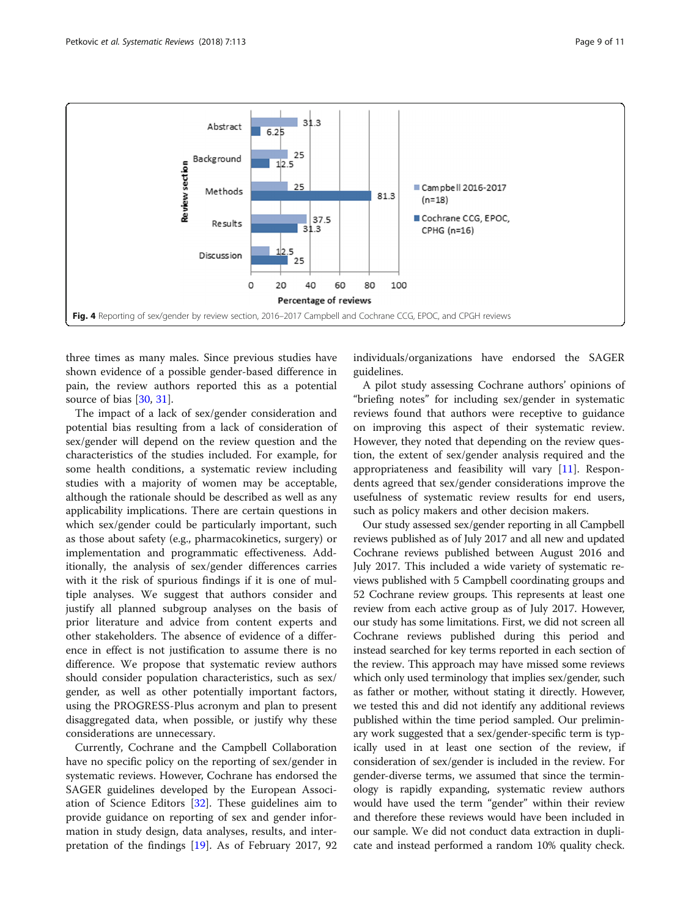Fig. 4 Reporting of sex/gender by review section, 2016–2017 Campbell and Cochrane CCG, EPOC, and CPGH reviews

three times as many males. Since previous studies have shown evidence of a possible gender-based difference in pain, the review authors reported this as a potential source of bias [30, 31].

The impact of a lack of sex/gender consideration and potential bias resulting from a lack of consideration of sex/gender will depend on the review question and the characteristics of the studies included. For example, for some health conditions, a systematic review including studies with a majority of women may be acceptable, although the rationale should be described as well as any applicability implications. There are certain questions in which sex/gender could be particularly important, such as those about safety (e.g., pharmacokinetics, surgery) or implementation and programmatic effectiveness. Additionally, the analysis of sex/gender differences carries with it the risk of spurious findings if it is one of multiple analyses. We suggest that authors consider and justify all planned subgroup analyses on the basis of prior literature and advice from content experts and other stakeholders. The absence of evidence of a difference in effect is not justification to assume there is no difference. We propose that systematic review authors should consider population characteristics, such as sex/gender, as well as other potentially important factors, using the PROGRESS-Plus acronym and plan to present disaggregated data, when possible, or justify why these considerations are unnecessary.

Currently, Cochrane and the Campbell Collaboration have no specific policy on the reporting of sex/gender in systematic reviews. However, Cochrane has endorsed the SAGER guidelines developed by the European Association of Science Editors [32]. These guidelines aim to provide guidance on reporting of sex and gender information in study design, data analyses, results, and interpretation of the findings [19]. As of February 2017, 92 individuals/organizations have endorsed the SAGER guidelines.

A pilot study assessing Cochrane authors' opinions of "briefing notes" for including sex/gender in systematic reviews found that authors were receptive to guidance on improving this aspect of their systematic review. However, they noted that depending on the review question, the extent of sex/gender analysis required and the appropriateness and feasibility will vary [11]. Respondents agreed that sex/gender considerations improve the usefulness of systematic review results for end users, such as policy makers and other decision makers.

Our study assessed sex/gender reporting in all Campbell reviews published as of July 2017 and all new and updated Cochrane reviews published between August 2016 and July 2017. This included a wide variety of systematic reviews published with 5 Campbell coordinating groups and 52 Cochrane review groups. This represents at least one review from each active group as of July 2017. However, our study has some limitations. First, we did not screen all Cochrane reviews published during this period and instead searched for key terms reported in each section of the review. This approach may have missed some reviews which only used terminology that implies sex/gender, such as father or mother, without stating it directly. However, we tested this and did not identify any additional reviews published within the time period sampled. Our preliminary work suggested that a sex/gender-specific term is typically used in at least one section of the review, if consideration of sex/gender is included in the review. For gender-diverse terms, we assumed that since the terminology is rapidly expanding, systematic review authors would have used the term "gender" within their review and therefore these reviews would have been included in our sample. We did not conduct data extraction in duplicate and instead performed a random 10% quality check.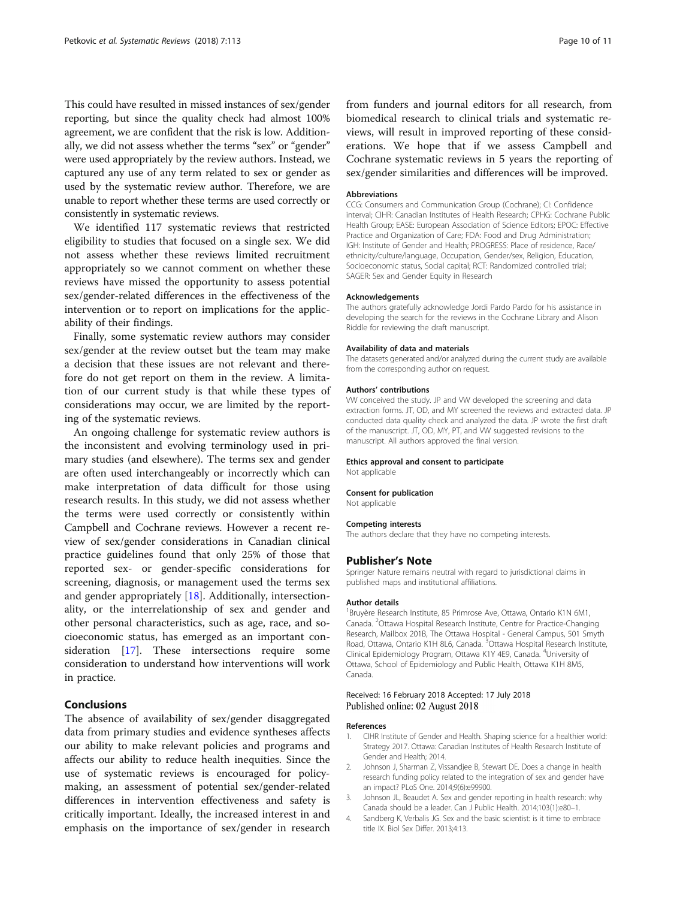This could have resulted in missed instances of sex/gender reporting, but since the quality check had almost 100% agreement, we are confident that the risk is low. Additionally, we did not assess whether the terms "sex" or "gender" were used appropriately by the review authors. Instead, we captured any use of any term related to sex or gender as used by the systematic review author. Therefore, we are unable to report whether these terms are used correctly or consistently in systematic reviews.

We identified 117 systematic reviews that restricted eligibility to studies that focused on a single sex. We did not assess whether these reviews limited recruitment appropriately so we cannot comment on whether these reviews have missed the opportunity to assess potential sex/gender-related differences in the effectiveness of the intervention or to report on implications for the applicability of their findings.

Finally, some systematic review authors may consider sex/gender at the review outset but the team may make a decision that these issues are not relevant and therefore do not get report on them in the review. A limitation of our current study is that while these types of considerations may occur, we are limited by the reporting of the systematic reviews.

An ongoing challenge for systematic review authors is the inconsistent and evolving terminology used in primary studies (and elsewhere). The terms sex and gender are often used interchangeably or incorrectly which can make interpretation of data difficult for those using research results. In this study, we did not assess whether the terms were used correctly or consistently within Campbell and Cochrane reviews. However a recent review of sex/gender considerations in Canadian clinical practice guidelines found that only 25% of those that reported sex- or gender-specific considerations for screening, diagnosis, or management used the terms sex and gender appropriately [18]. Additionally, intersectionality, or the interrelationship of sex and gender and other personal characteristics, such as age, race, and socioeconomic status, has emerged as an important consideration [17]. These intersections require some consideration to understand how interventions will work in practice.

## Conclusions

The absence of availability of sex/gender disaggregated data from primary studies and evidence syntheses affects our ability to make relevant policies and programs and affects our ability to reduce health inequities. Since the use of systematic reviews is encouraged for policymaking, an assessment of potential sex/gender-related differences in intervention effectiveness and safety is critically important. Ideally, the increased interest in and emphasis on the importance of sex/gender in research from funders and journal editors for all research, from biomedical research to clinical trials and systematic reviews, will result in improved reporting of these considerations. We hope that if we assess Campbell and Cochrane systematic reviews in 5 years the reporting of sex/gender similarities and differences will be improved.

#### Abbreviations

CCG: Consumers and Communication Group (Cochrane); CI: Confidence interval; CIHR: Canadian Institutes of Health Research; CPHG: Cochrane Public Health Group; EASE: European Association of Science Editors; EPOC: Effective Practice and Organization of Care; FDA: Food and Drug Administration; IGH: Institute of Gender and Health; PROGRESS: Place of residence, Race/ethnicity/culture/language, Occupation, Gender/sex, Religion, Education, Socioeconomic status, Social capital; RCT: Randomized controlled trial; SAGER: Sex and Gender Equity in Research

#### Acknowledgements

The authors gratefully acknowledge Jordi Pardo Pardo for his assistance in developing the search for the reviews in the Cochrane Library and Alison Riddle for reviewing the draft manuscript.

#### Availability of data and materials

The datasets generated and/or analyzed during the current study are available from the corresponding author on request.

#### Authors' contributions

VW conceived the study. JP and VW developed the screening and data extraction forms. JT, OD, and MY screened the reviews and extracted data. JP conducted data quality check and analyzed the data. JP wrote the first draft of the manuscript. JT, OD, MY, PT, and VW suggested revisions to the manuscript. All authors approved the final version.

#### Ethics approval and consent to participate

Not applicable

#### Consent for publication

Not applicable

#### Competing interests

The authors declare that they have no competing interests.

## Publisher's Note

Springer Nature remains neutral with regard to jurisdictional claims in published maps and institutional affiliations.

#### Author details

[1]Bruyère Research Institute, 85 Primrose Ave, Ottawa, Ontario K1N 6M1, Canada. [2]Ottawa Hospital Research Institute, Centre for Practice-Changing Research, Mailbox 201B, The Ottawa Hospital - General Campus, 501 Smyth Road, Ottawa, Ontario K1H 8L6, Canada. [3]Ottawa Hospital Research Institute, Clinical Epidemiology Program, Ottawa K1Y 4E9, Canada. [4]University of Ottawa, School of Epidemiology and Public Health, Ottawa K1H 8M5, Canada.

Received: 16 February 2018 Accepted: 17 July 2018
Published online: 02 August 2018

#### References

1. CIHR Institute of Gender and Health. Shaping science for a healthier world: Strategy 2017. Ottawa: Canadian Institutes of Health Research Institute of Gender and Health; 2014.
2. Johnson J, Sharman Z, Vissandjee B, Stewart DE. Does a change in health research funding policy related to the integration of sex and gender have an impact? PLoS One. 2014;9(6):e99900.
3. Johnson JL, Beaudet A. Sex and gender reporting in health research: why Canada should be a leader. Can J Public Health. 2014;103(1):e80–1.
4. Sandberg K, Verbalis JG. Sex and the basic scientist: is it time to embrace title IX. Biol Sex Differ. 2013;4:13.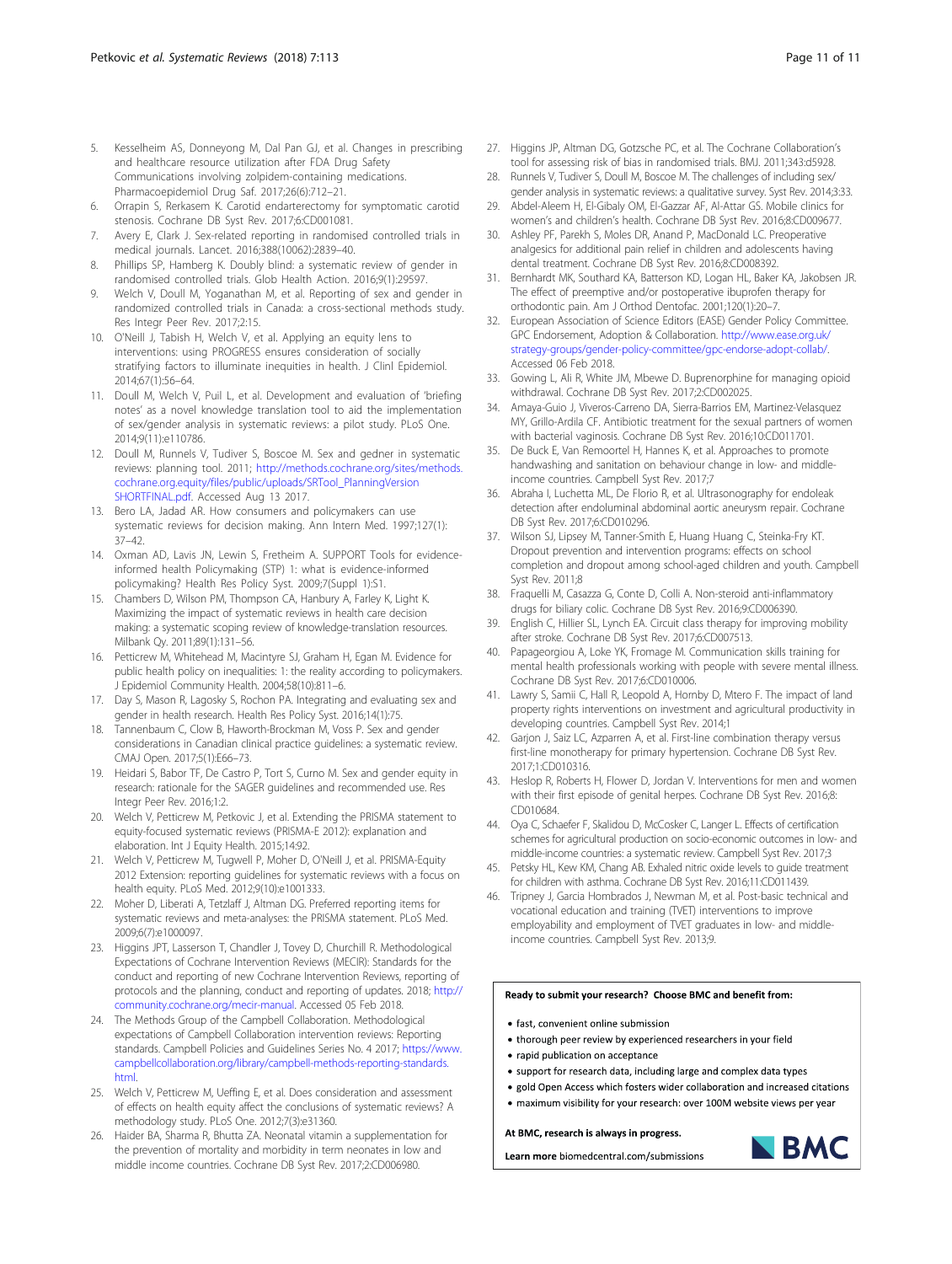5. Kesselheim AS, Donneyong M, Dal Pan GJ, et al. Changes in prescribing and healthcare resource utilization after FDA Drug Safety Communications involving zolpidem-containing medications. Pharmacoepidemiol Drug Saf. 2017;26(6):712–21.
6. Orrapin S, Rerkasem K. Carotid endarterectomy for symptomatic carotid stenosis. Cochrane DB Syst Rev. 2017;6:CD001081.
7. Avery E, Clark J. Sex-related reporting in randomised controlled trials in medical journals. Lancet. 2016;388(10062):2839–40.
8. Phillips SP, Hamberg K. Doubly blind: a systematic review of gender in randomised controlled trials. Glob Health Action. 2016;9(1):29597.
9. Welch V, Doull M, Yoganathan M, et al. Reporting of sex and gender in randomized controlled trials in Canada: a cross-sectional methods study. Res Integr Peer Rev. 2017;2:15.
10. O'Neill J, Tabish H, Welch V, et al. Applying an equity lens to interventions: using PROGRESS ensures consideration of socially stratifying factors to illuminate inequities in health. J Clinl Epidemiol. 2014;67(1):56–64.
11. Doull M, Welch V, Puil L, et al. Development and evaluation of 'briefing notes' as a novel knowledge translation tool to aid the implementation of sex/gender analysis in systematic reviews: a pilot study. PLoS One. 2014;9(11):e110786.
12. Doull M, Runnels V, Tudiver S, Boscoe M. Sex and gedner in systematic reviews: planning tool. 2011; http://methods.cochrane.org/sites/methods.cochrane.org.equity/files/public/uploads/SRTool_PlanningVersion SHORTFINAL.pdf. Accessed Aug 13 2017.
13. Bero LA, Jadad AR. How consumers and policymakers can use systematic reviews for decision making. Ann Intern Med. 1997;127(1):37–42.
14. Oxman AD, Lavis JN, Lewin S, Fretheim A. SUPPORT Tools for evidence-informed health Policymaking (STP) 1: what is evidence-informed policymaking? Health Res Policy Syst. 2009;7(Suppl 1):S1.
15. Chambers D, Wilson PM, Thompson CA, Hanbury A, Farley K, Light K. Maximizing the impact of systematic reviews in health care decision making: a systematic scoping review of knowledge-translation resources. Milbank Qy. 2011;89(1):131–56.
16. Petticrew M, Whitehead M, Macintyre SJ, Graham H, Egan M. Evidence for public health policy on inequalities: 1: the reality according to policymakers. J Epidemiol Community Health. 2004;58(10):811–6.
17. Day S, Mason R, Lagosky S, Rochon PA. Integrating and evaluating sex and gender in health research. Health Res Policy Syst. 2016;14(1):75.
18. Tannenbaum C, Clow B, Haworth-Brockman M, Voss P. Sex and gender considerations in Canadian clinical practice guidelines: a systematic review. CMAJ Open. 2017;5(1):E66–73.
19. Heidari S, Babor TF, De Castro P, Tort S, Curno M. Sex and gender equity in research: rationale for the SAGER guidelines and recommended use. Res Integr Peer Rev. 2016;1:2.
20. Welch V, Petticrew M, Petkovic J, et al. Extending the PRISMA statement to equity-focused systematic reviews (PRISMA-E 2012): explanation and elaboration. Int J Equity Health. 2015;14:92.
21. Welch V, Petticrew M, Tugwell P, Moher D, O'Neill J, et al. PRISMA-Equity 2012 Extension: reporting guidelines for systematic reviews with a focus on health equity. PLoS Med. 2012;9(10):e1001333.
22. Moher D, Liberati A, Tetzlaff J, Altman DG. Preferred reporting items for systematic reviews and meta-analyses: the PRISMA statement. PLoS Med. 2009;6(7):e1000097.
23. Higgins JPT, Lasserson T, Chandler J, Tovey D, Churchill R. Methodological Expectations of Cochrane Intervention Reviews (MECIR): Standards for the conduct and reporting of new Cochrane Intervention Reviews, reporting of protocols and the planning, conduct and reporting of updates. 2018; http://community.cochrane.org/mecir-manual. Accessed 05 Feb 2018.
24. The Methods Group of the Campbell Collaboration. Methodological expectations of Campbell Collaboration intervention reviews: Reporting standards. Campbell Policies and Guidelines Series No. 4 2017; https://www.campbellcollaboration.org/library/campbell-methods-reporting-standards.html.
25. Welch V, Petticrew M, Ueffing E, et al. Does consideration and assessment of effects on health equity affect the conclusions of systematic reviews? A methodology study. PLoS One. 2012;7(3):e31360.
26. Haider BA, Sharma R, Bhutta ZA. Neonatal vitamin a supplementation for the prevention of mortality and morbidity in term neonates in low and middle income countries. Cochrane DB Syst Rev. 2017;2:CD006980.
27. Higgins JP, Altman DG, Gotzsche PC, et al. The Cochrane Collaboration's tool for assessing risk of bias in randomised trials. BMJ. 2011;343:d5928.
28. Runnels V, Tudiver S, Doull M, Boscoe M. The challenges of including sex/gender analysis in systematic reviews: a qualitative survey. Syst Rev. 2014;3:33.
29. Abdel-Aleem H, El-Gibaly OM, El-Gazzar AF, Al-Attar GS. Mobile clinics for women's and children's health. Cochrane DB Syst Rev. 2016;8:CD009677.
30. Ashley PF, Parekh S, Moles DR, Anand P, MacDonald LC. Preoperative analgesics for additional pain relief in children and adolescents having dental treatment. Cochrane DB Syst Rev. 2016;8:CD008392.
31. Bernhardt MK, Southard KA, Batterson KD, Logan HL, Baker KA, Jakobsen JR. The effect of preemptive and/or postoperative ibuprofen therapy for orthodontic pain. Am J Orthod Dentofac. 2001;120(1):20–7.
32. European Association of Science Editors (EASE) Gender Policy Committee. GPC Endorsement, Adoption & Collaboration. http://www.ease.org.uk/strategy-groups/gender-policy-committee/gpc-endorse-adopt-collab/. Accessed 06 Feb 2018.
33. Gowing L, Ali R, White JM, Mbewe D. Buprenorphine for managing opioid withdrawal. Cochrane DB Syst Rev. 2017;2:CD002025.
34. Amaya-Guio J, Viveros-Carreno DA, Sierra-Barrios EM, Martinez-Velasquez MY, Grillo-Ardila CF. Antibiotic treatment for the sexual partners of women with bacterial vaginosis. Cochrane DB Syst Rev. 2016;10:CD011701.
35. De Buck E, Van Remoortel H, Hannes K, et al. Approaches to promote handwashing and sanitation on behaviour change in low- and middle-income countries. Campbell Syst Rev. 2017;7
36. Abraha I, Luchetta ML, De Florio R, et al. Ultrasonography for endoleak detection after endoluminal abdominal aortic aneurysm repair. Cochrane DB Syst Rev. 2017;6:CD010296.
37. Wilson SJ, Lipsey M, Tanner-Smith E, Huang Huang C, Steinka-Fry KT. Dropout prevention and intervention programs: effects on school completion and dropout among school-aged children and youth. Campbell Syst Rev. 2011;8
38. Fraquelli M, Casazza G, Conte D, Colli A. Non-steroid anti-inflammatory drugs for biliary colic. Cochrane DB Syst Rev. 2016;9:CD006390.
39. English C, Hillier SL, Lynch EA. Circuit class therapy for improving mobility after stroke. Cochrane DB Syst Rev. 2017;6:CD007513.
40. Papageorgiou A, Loke YK, Fromage M. Communication skills training for mental health professionals working with people with severe mental illness. Cochrane DB Syst Rev. 2017;6:CD010006.
41. Lawry S, Samii C, Hall R, Leopold A, Hornby D, Mtero F. The impact of land property rights interventions on investment and agricultural productivity in developing countries. Campbell Syst Rev. 2014;1
42. Garjon J, Saiz LC, Azparren A, et al. First-line combination therapy versus first-line monotherapy for primary hypertension. Cochrane DB Syst Rev. 2017;1:CD010316.
43. Heslop R, Roberts H, Flower D, Jordan V. Interventions for men and women with their first episode of genital herpes. Cochrane DB Syst Rev. 2016;8:CD010684.
44. Oya C, Schaefer F, Skalidou D, McCosker C, Langer L. Effects of certification schemes for agricultural production on socio-economic outcomes in low- and middle-income countries: a systematic review. Campbell Syst Rev. 2017;3
45. Petsky HL, Kew KM, Chang AB. Exhaled nitric oxide levels to guide treatment for children with asthma. Cochrane DB Syst Rev. 2016;11:CD011439.
46. Tripney J, Garcia Hombrados J, Newman M, et al. Post-basic technical and vocational education and training (TVET) interventions to improve employability and employment of TVET graduates in low- and middle-income countries. Campbell Syst Rev. 2013;9.

**Ready to submit your research? Choose BMC and benefit from:**

- fast, convenient online submission
- thorough peer review by experienced researchers in your field
- rapid publication on acceptance
- support for research data, including large and complex data types
- gold Open Access which fosters wider collaboration and increased citations
- maximum visibility for your research: over 100M website views per year

**At BMC, research is always in progress.**

**Learn more** biomedcentral.com/submissions

BMC